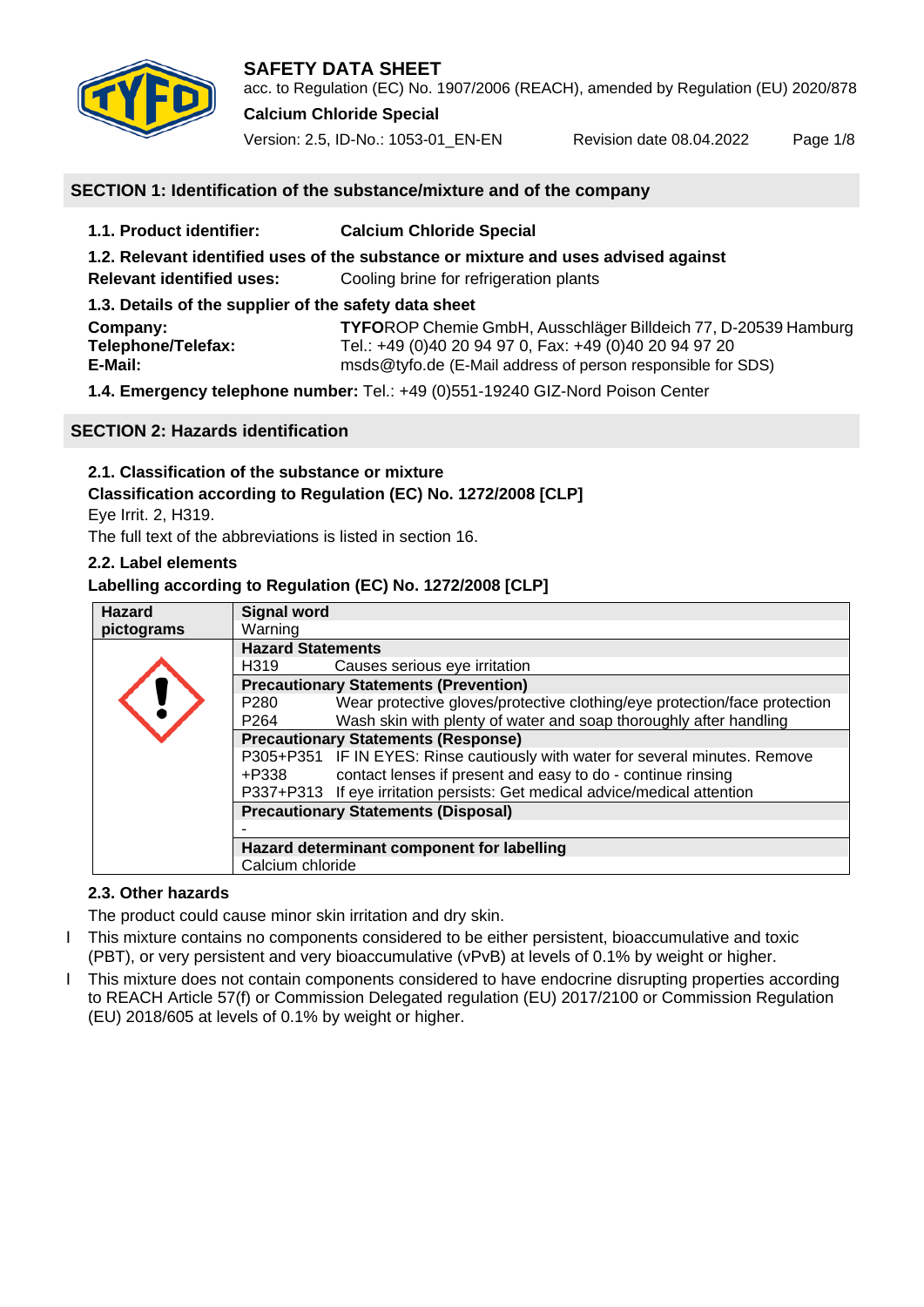# SAFETY DATA SHEET

acc. to Regulation (EC) No. 1907/2006 (REACH), amended by Regulation (EU) 2020/878

**Calcium Chloride Special**

Version: 2.5, ID-No.: 1053-01_EN-EN Revision date 08.04.2022

## SECTION 1: Identification of the substance/mixture and of the company

**1.1. Product identifier:** **Calcium Chloride Special**

**1.2. Relevant identified uses of the substance or mixture and uses advised against**

**Relevant identified uses:** Cooling brine for refrigeration plants

**1.3. Details of the supplier of the safety data sheet**

**Company:** **TYFO**ROP Chemie GmbH, Ausschläger Billdeich 77, D-20539 Hamburg
**Telephone/Telefax:** Tel.: +49 (0)40 20 94 97 0, Fax: +49 (0)40 20 94 97 20
**E-Mail:** msds@tyfo.de (E-Mail address of person responsible for SDS)

**1.4. Emergency telephone number:** Tel.: +49 (0)551-19240 GIZ-Nord Poison Center

## SECTION 2: Hazards identification

**2.1. Classification of the substance or mixture**

**Classification according to Regulation (EC) No. 1272/2008 [CLP]**

Eye Irrit. 2, H319.

The full text of the abbreviations is listed in section 16.

**2.2. Label elements**

**Labelling according to Regulation (EC) No. 1272/2008 [CLP]**

| Hazard pictograms | Signal word | |
|---|---|---|
| | Warning | |
| | **Hazard Statements** | |
| | H319 | Causes serious eye irritation |
| | **Precautionary Statements (Prevention)** | |
| | P280 | Wear protective gloves/protective clothing/eye protection/face protection |
| | P264 | Wash skin with plenty of water and soap thoroughly after handling |
| | **Precautionary Statements (Response)** | |
| | P305+P351+P338 | IF IN EYES: Rinse cautiously with water for several minutes. Remove contact lenses if present and easy to do - continue rinsing |
| | P337+P313 | If eye irritation persists: Get medical advice/medical attention |
| | **Precautionary Statements (Disposal)** | |
| | - | |
| | **Hazard determinant component for labelling** | |
| | Calcium chloride | |

**2.3. Other hazards**

The product could cause minor skin irritation and dry skin.

This mixture contains no components considered to be either persistent, bioaccumulative and toxic (PBT), or very persistent and very bioaccumulative (vPvB) at levels of 0.1% by weight or higher.

This mixture does not contain components considered to have endocrine disrupting properties according to REACH Article 57(f) or Commission Delegated regulation (EU) 2017/2100 or Commission Regulation (EU) 2018/605 at levels of 0.1% by weight or higher.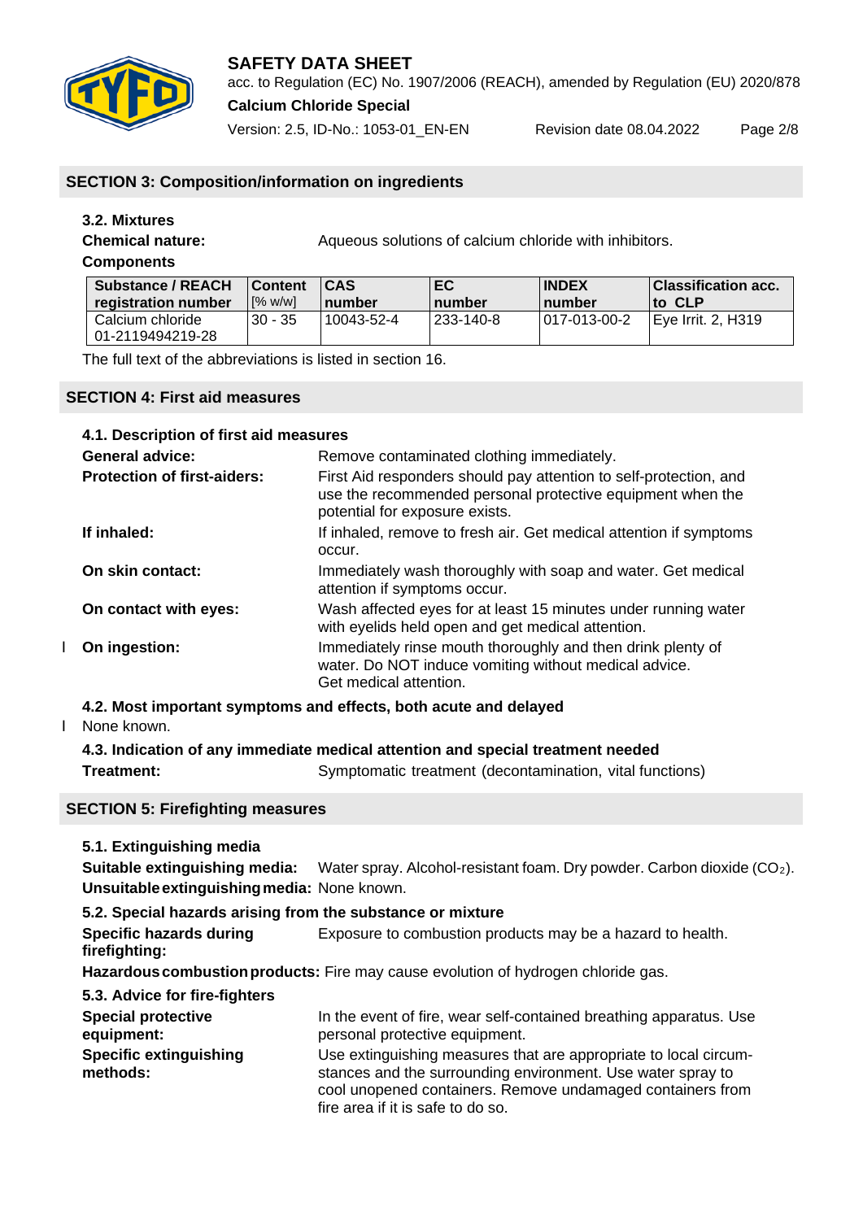## SECTION 3: Composition/information on ingredients

### 3.2. Mixtures

**Chemical nature:** Aqueous solutions of calcium chloride with inhibitors.

**Components**

| Substance / REACH registration number | Content [% w/w] | CAS number | EC number | INDEX number | Classification acc. to CLP |
|---|---|---|---|---|---|
| Calcium chloride 01-2119494219-28 | 30 - 35 | 10043-52-4 | 233-140-8 | 017-013-00-2 | Eye Irrit. 2, H319 |

The full text of the abbreviations is listed in section 16.

## SECTION 4: First aid measures

### 4.1. Description of first aid measures

**General advice:** Remove contaminated clothing immediately.

**Protection of first-aiders:** First Aid responders should pay attention to self-protection, and use the recommended personal protective equipment when the potential for exposure exists.

**If inhaled:** If inhaled, remove to fresh air. Get medical attention if symptoms occur.

**On skin contact:** Immediately wash thoroughly with soap and water. Get medical attention if symptoms occur.

**On contact with eyes:** Wash affected eyes for at least 15 minutes under running water with eyelids held open and get medical attention.

**On ingestion:** Immediately rinse mouth thoroughly and then drink plenty of water. Do NOT induce vomiting without medical advice. Get medical attention.

### 4.2. Most important symptoms and effects, both acute and delayed

None known.

### 4.3. Indication of any immediate medical attention and special treatment needed

**Treatment:** Symptomatic treatment (decontamination, vital functions)

## SECTION 5: Firefighting measures

### 5.1. Extinguishing media

**Suitable extinguishing media:** Water spray. Alcohol-resistant foam. Dry powder. Carbon dioxide ($CO_2$).

**Unsuitable extinguishing media:** None known.

### 5.2. Special hazards arising from the substance or mixture

**Specific hazards during firefighting:** Exposure to combustion products may be a hazard to health.

**Hazardous combustion products:** Fire may cause evolution of hydrogen chloride gas.

### 5.3. Advice for fire-fighters

**Special protective equipment:** In the event of fire, wear self-contained breathing apparatus. Use personal protective equipment.

**Specific extinguishing methods:** Use extinguishing measures that are appropriate to local circumstances and the surrounding environment. Use water spray to cool unopened containers. Remove undamaged containers from fire area if it is safe to do so.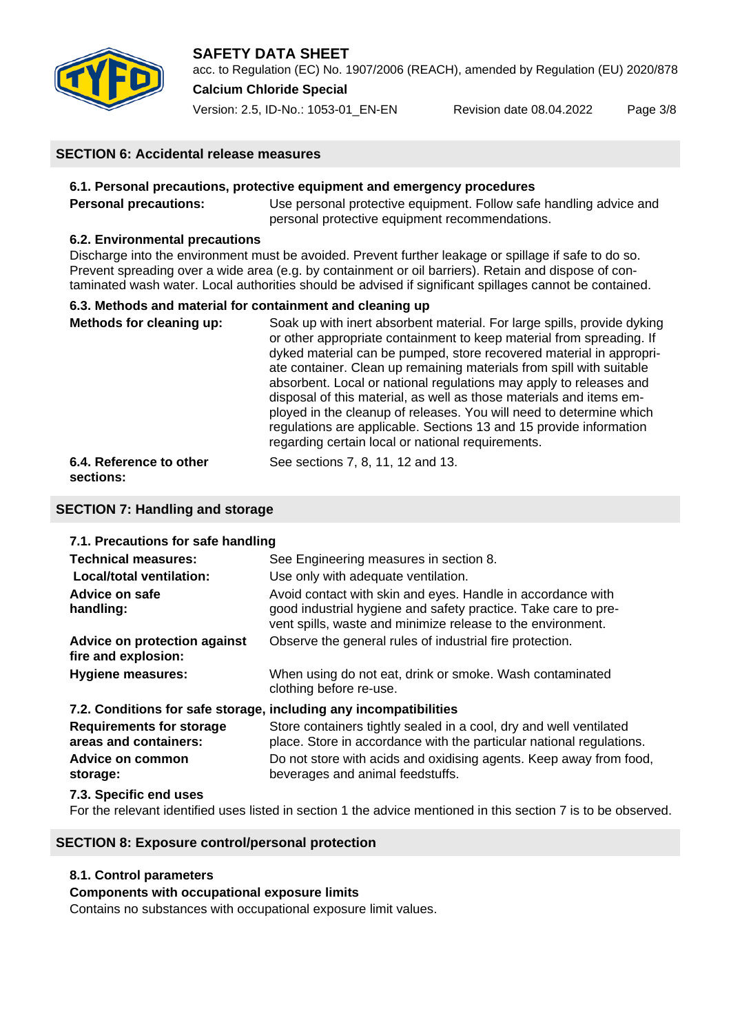## SECTION 6: Accidental release measures

### 6.1. Personal precautions, protective equipment and emergency procedures

**Personal precautions:** Use personal protective equipment. Follow safe handling advice and personal protective equipment recommendations.

### 6.2. Environmental precautions

Discharge into the environment must be avoided. Prevent further leakage or spillage if safe to do so. Prevent spreading over a wide area (e.g. by containment or oil barriers). Retain and dispose of contaminated wash water. Local authorities should be advised if significant spillages cannot be contained.

### 6.3. Methods and material for containment and cleaning up

**Methods for cleaning up:** Soak up with inert absorbent material. For large spills, provide dyking or other appropriate containment to keep material from spreading. If dyked material can be pumped, store recovered material in appropriate container. Clean up remaining materials from spill with suitable absorbent. Local or national regulations may apply to releases and disposal of this material, as well as those materials and items employed in the cleanup of releases. You will need to determine which regulations are applicable. Sections 13 and 15 provide information regarding certain local or national requirements.

**6.4. Reference to other sections:** See sections 7, 8, 11, 12 and 13.

## SECTION 7: Handling and storage

### 7.1. Precautions for safe handling

**Technical measures:** See Engineering measures in section 8.

**Local/total ventilation:** Use only with adequate ventilation.

**Advice on safe handling:** Avoid contact with skin and eyes. Handle in accordance with good industrial hygiene and safety practice. Take care to prevent spills, waste and minimize release to the environment.

**Advice on protection against fire and explosion:** Observe the general rules of industrial fire protection.

**Hygiene measures:** When using do not eat, drink or smoke. Wash contaminated clothing before re-use.

### 7.2. Conditions for safe storage, including any incompatibilities

**Requirements for storage areas and containers:** Store containers tightly sealed in a cool, dry and well ventilated place. Store in accordance with the particular national regulations.

**Advice on common storage:** Do not store with acids and oxidising agents. Keep away from food, beverages and animal feedstuffs.

### 7.3. Specific end uses

For the relevant identified uses listed in section 1 the advice mentioned in this section 7 is to be observed.

## SECTION 8: Exposure control/personal protection

### 8.1. Control parameters

**Components with occupational exposure limits**

Contains no substances with occupational exposure limit values.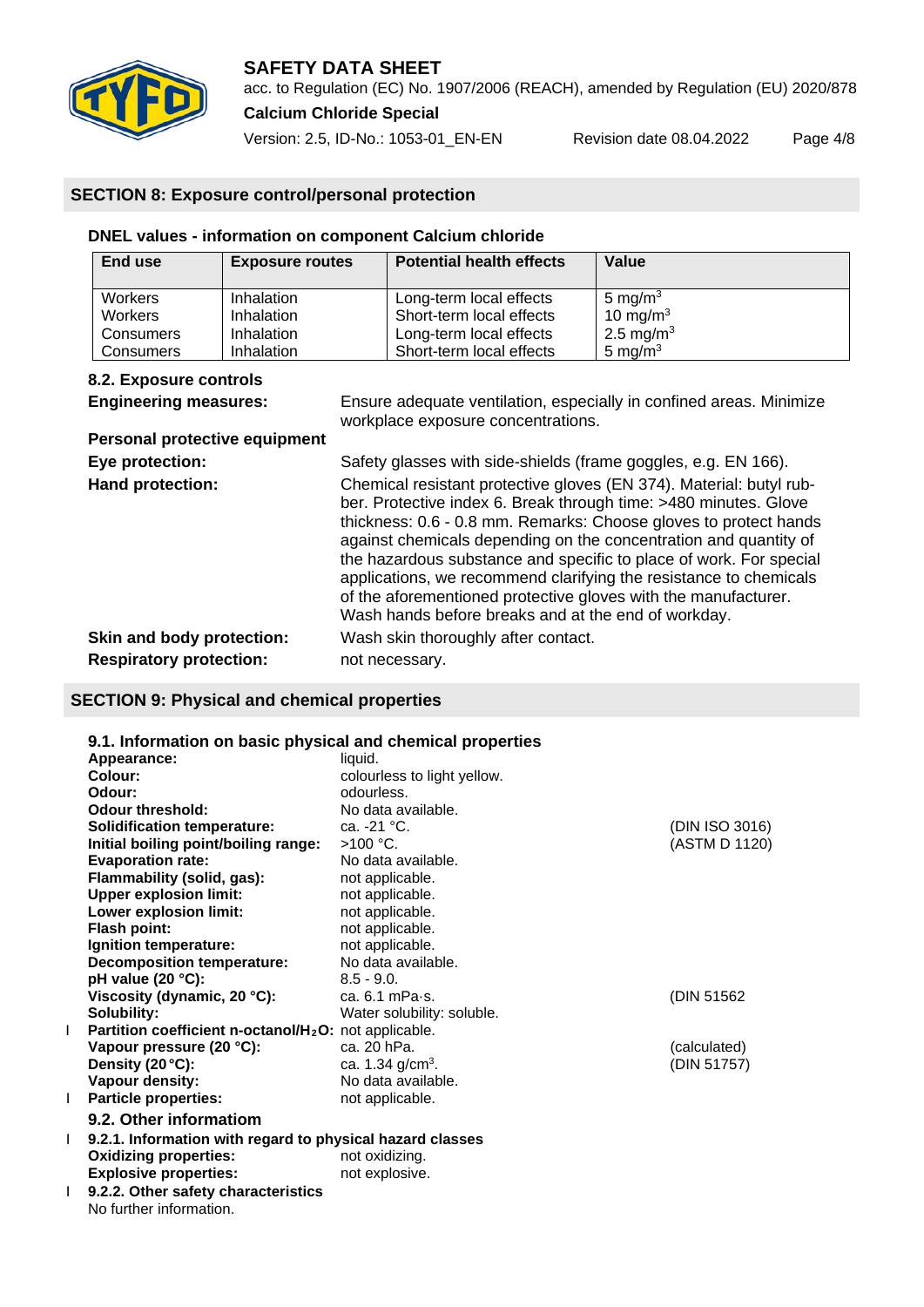## SECTION 8: Exposure control/personal protection

### DNEL values - information on component Calcium chloride

| End use | Exposure routes | Potential health effects | Value |
|---|---|---|---|
| Workers | Inhalation | Long-term local effects | 5 mg/m³ |
| Workers | Inhalation | Short-term local effects | 10 mg/m³ |
| Consumers | Inhalation | Long-term local effects | 2.5 mg/m³ |
| Consumers | Inhalation | Short-term local effects | 5 mg/m³ |

### 8.2. Exposure controls

**Engineering measures:** Ensure adequate ventilation, especially in confined areas. Minimize workplace exposure concentrations.

**Personal protective equipment**

**Eye protection:** Safety glasses with side-shields (frame goggles, e.g. EN 166).

**Hand protection:** Chemical resistant protective gloves (EN 374). Material: butyl rubber. Protective index 6. Break through time: >480 minutes. Glove thickness: 0.6 - 0.8 mm. Remarks: Choose gloves to protect hands against chemicals depending on the concentration and quantity of the hazardous substance and specific to place of work. For special applications, we recommend clarifying the resistance to chemicals of the aforementioned protective gloves with the manufacturer. Wash hands before breaks and at the end of workday.

**Skin and body protection:** Wash skin thoroughly after contact.

**Respiratory protection:** not necessary.

## SECTION 9: Physical and chemical properties

### 9.1. Information on basic physical and chemical properties

| | | |
|---|---|---|
| **Appearance:** | liquid. | |
| **Colour:** | colourless to light yellow. | |
| **Odour:** | odourless. | |
| **Odour threshold:** | No data available. | |
| **Solidification temperature:** | ca. -21 °C. | (DIN ISO 3016) |
| **Initial boiling point/boiling range:** | >100 °C. | (ASTM D 1120) |
| **Evaporation rate:** | No data available. | |
| **Flammability (solid, gas):** | not applicable. | |
| **Upper explosion limit:** | not applicable. | |
| **Lower explosion limit:** | not applicable. | |
| **Flash point:** | not applicable. | |
| **Ignition temperature:** | not applicable. | |
| **Decomposition temperature:** | No data available. | |
| **pH value (20 °C):** | 8.5 - 9.0. | |
| **Viscosity (dynamic, 20 °C):** | ca. 6.1 mPa·s. | (DIN 51562 |
| **Solubility:** | Water solubility: soluble. | |
| **Partition coefficient n-octanol/$H_2O$:** | not applicable. | |
| **Vapour pressure (20 °C):** | ca. 20 hPa. | (calculated) |
| **Density (20 °C):** | ca. 1.34 g/cm³. | (DIN 51757) |
| **Vapour density:** | No data available. | |
| **Particle properties:** | not applicable. | |

### 9.2. Other information

**9.2.1. Information with regard to physical hazard classes**

**Oxidizing properties:** not oxidizing.

**Explosive properties:** not explosive.

**9.2.2. Other safety characteristics**

No further information.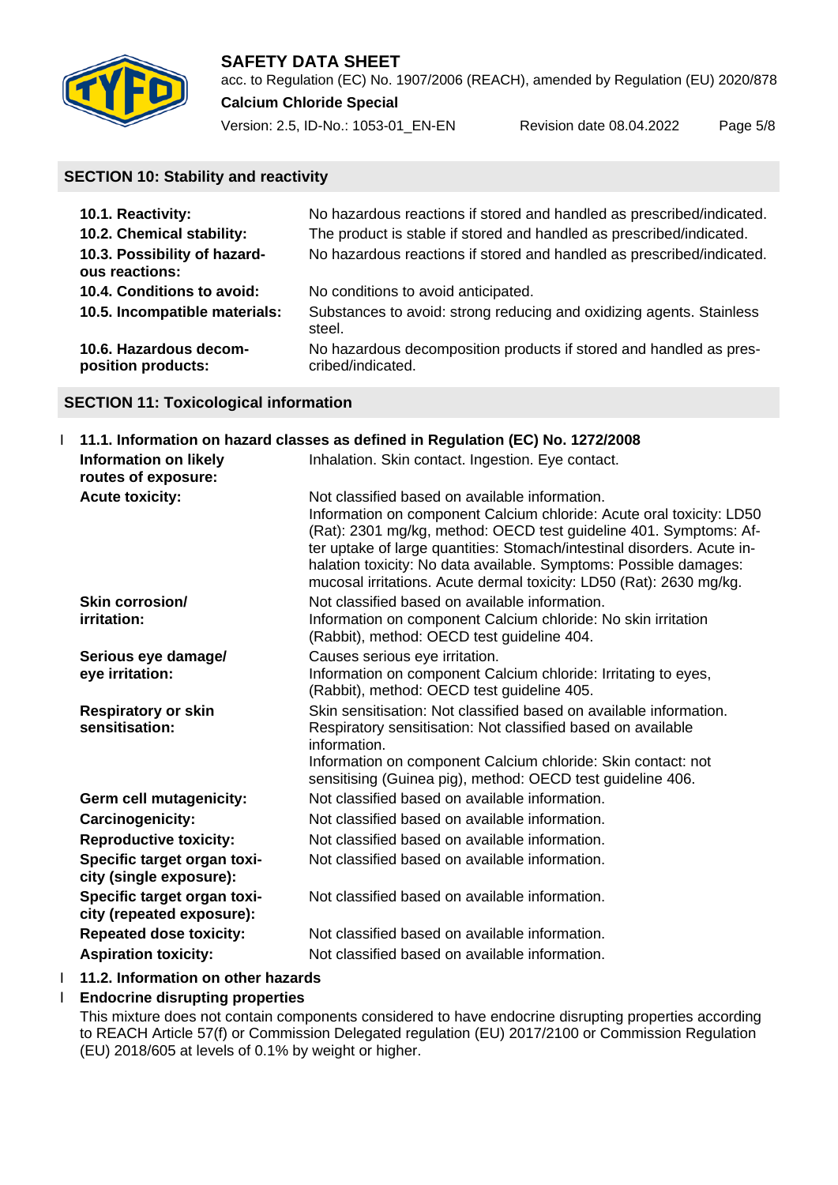## SECTION 10: Stability and reactivity

| | |
|---|---|
| **10.1. Reactivity:** | No hazardous reactions if stored and handled as prescribed/indicated. |
| **10.2. Chemical stability:** | The product is stable if stored and handled as prescribed/indicated. |
| **10.3. Possibility of hazardous reactions:** | No hazardous reactions if stored and handled as prescribed/indicated. |
| **10.4. Conditions to avoid:** | No conditions to avoid anticipated. |
| **10.5. Incompatible materials:** | Substances to avoid: strong reducing and oxidizing agents. Stainless steel. |
| **10.6. Hazardous decomposition products:** | No hazardous decomposition products if stored and handled as prescribed/indicated. |

## SECTION 11: Toxicological information

### 11.1. Information on hazard classes as defined in Regulation (EC) No. 1272/2008

| | |
|---|---|
| **Information on likely routes of exposure:** | Inhalation. Skin contact. Ingestion. Eye contact. |
| **Acute toxicity:** | Not classified based on available information. Information on component Calcium chloride: Acute oral toxicity: LD50 (Rat): 2301 mg/kg, method: OECD test guideline 401. Symptoms: After uptake of large quantities: Stomach/intestinal disorders. Acute inhalation toxicity: No data available. Symptoms: Possible damages: mucosal irritations. Acute dermal toxicity: LD50 (Rat): 2630 mg/kg. |
| **Skin corrosion/ irritation:** | Not classified based on available information. Information on component Calcium chloride: No skin irritation (Rabbit), method: OECD test guideline 404. |
| **Serious eye damage/ eye irritation:** | Causes serious eye irritation. Information on component Calcium chloride: Irritating to eyes, (Rabbit), method: OECD test guideline 405. |
| **Respiratory or skin sensitisation:** | Skin sensitisation: Not classified based on available information. Respiratory sensitisation: Not classified based on available information. Information on component Calcium chloride: Skin contact: not sensitising (Guinea pig), method: OECD test guideline 406. |
| **Germ cell mutagenicity:** | Not classified based on available information. |
| **Carcinogenicity:** | Not classified based on available information. |
| **Reproductive toxicity:** | Not classified based on available information. |
| **Specific target organ toxicity (single exposure):** | Not classified based on available information. |
| **Specific target organ toxicity (repeated exposure):** | Not classified based on available information. |
| **Repeated dose toxicity:** | Not classified based on available information. |
| **Aspiration toxicity:** | Not classified based on available information. |

### 11.2. Information on other hazards

**Endocrine disrupting properties**

This mixture does not contain components considered to have endocrine disrupting properties according to REACH Article 57(f) or Commission Delegated regulation (EU) 2017/2100 or Commission Regulation (EU) 2018/605 at levels of 0.1% by weight or higher.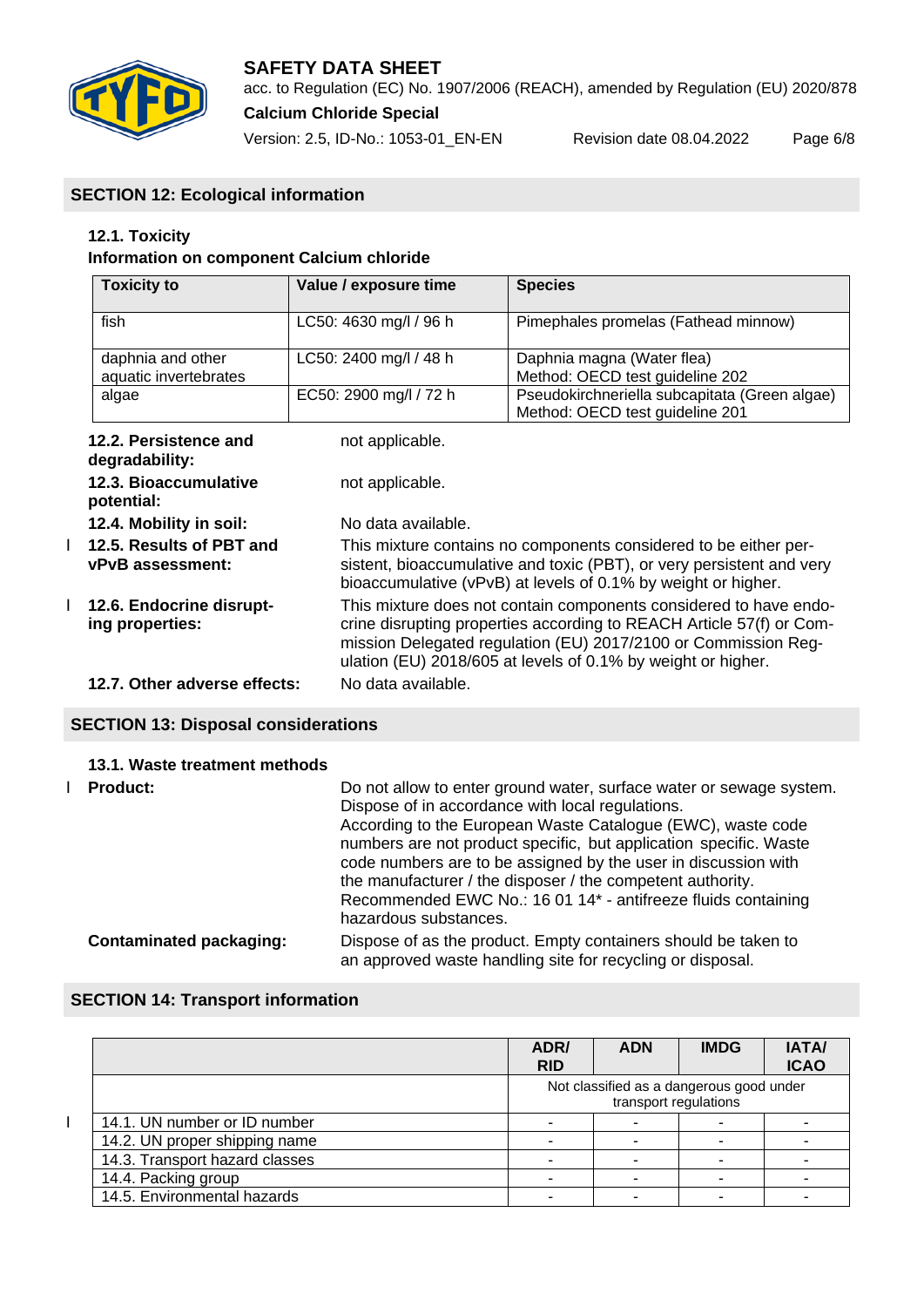## SECTION 12: Ecological information

### 12.1. Toxicity

**Information on component Calcium chloride**

| Toxicity to | Value / exposure time | Species |
|---|---|---|
| fish | LC50: 4630 mg/l / 96 h | Pimephales promelas (Fathead minnow) |
| daphnia and other aquatic invertebrates | LC50: 2400 mg/l / 48 h | Daphnia magna (Water flea)<br>Method: OECD test guideline 202 |
| algae | EC50: 2900 mg/l / 72 h | Pseudokirchneriella subcapitata (Green algae)<br>Method: OECD test guideline 201 |

**12.2. Persistence and degradability:** not applicable.

**12.3. Bioaccumulative potential:** not applicable.

**12.4. Mobility in soil:** No data available.

**12.5. Results of PBT and vPvB assessment:** This mixture contains no components considered to be either persistent, bioaccumulative and toxic (PBT), or very persistent and very bioaccumulative (vPvB) at levels of 0.1% by weight or higher.

**12.6. Endocrine disrupting properties:** This mixture does not contain components considered to have endocrine disrupting properties according to REACH Article 57(f) or Commission Delegated regulation (EU) 2017/2100 or Commission Regulation (EU) 2018/605 at levels of 0.1% by weight or higher.

**12.7. Other adverse effects:** No data available.

## SECTION 13: Disposal considerations

### 13.1. Waste treatment methods

**Product:** Do not allow to enter ground water, surface water or sewage system. Dispose of in accordance with local regulations.
According to the European Waste Catalogue (EWC), waste code numbers are not product specific, but application specific. Waste code numbers are to be assigned by the user in discussion with the manufacturer / the disposer / the competent authority.
Recommended EWC No.: 16 01 14* - antifreeze fluids containing hazardous substances.

**Contaminated packaging:** Dispose of as the product. Empty containers should be taken to an approved waste handling site for recycling or disposal.

## SECTION 14: Transport information

| | ADR/ RID | ADN | IMDG | IATA/ ICAO |
|---|---|---|---|---|
| | Not classified as a dangerous good under transport regulations | | | |
| 14.1. UN number or ID number | - | - | - | - |
| 14.2. UN proper shipping name | - | - | - | - |
| 14.3. Transport hazard classes | - | - | - | - |
| 14.4. Packing group | - | - | - | - |
| 14.5. Environmental hazards | - | - | - | - |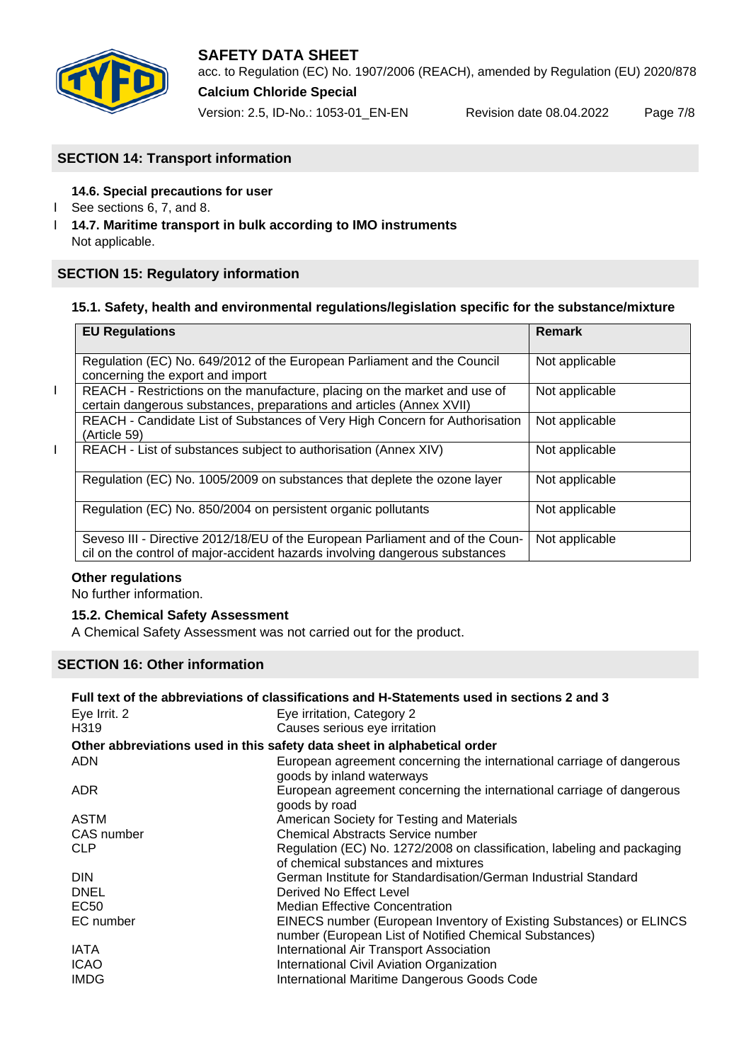## SECTION 14: Transport information

**14.6. Special precautions for user**

See sections 6, 7, and 8.

**14.7. Maritime transport in bulk according to IMO instruments**

Not applicable.

## SECTION 15: Regulatory information

**15.1. Safety, health and environmental regulations/legislation specific for the substance/mixture**

| EU Regulations | Remark |
|---|---|
| Regulation (EC) No. 649/2012 of the European Parliament and the Council concerning the export and import | Not applicable |
| REACH - Restrictions on the manufacture, placing on the market and use of certain dangerous substances, preparations and articles (Annex XVII) | Not applicable |
| REACH - Candidate List of Substances of Very High Concern for Authorisation (Article 59) | Not applicable |
| REACH - List of substances subject to authorisation (Annex XIV) | Not applicable |
| Regulation (EC) No. 1005/2009 on substances that deplete the ozone layer | Not applicable |
| Regulation (EC) No. 850/2004 on persistent organic pollutants | Not applicable |
| Seveso III - Directive 2012/18/EU of the European Parliament and of the Council on the control of major-accident hazards involving dangerous substances | Not applicable |

**Other regulations**

No further information.

**15.2. Chemical Safety Assessment**

A Chemical Safety Assessment was not carried out for the product.

## SECTION 16: Other information

**Full text of the abbreviations of classifications and H-Statements used in sections 2 and 3**

| | |
|---|---|
| Eye Irrit. 2 | Eye irritation, Category 2 |
| H319 | Causes serious eye irritation |

**Other abbreviations used in this safety data sheet in alphabetical order**

| | |
|---|---|
| ADN | European agreement concerning the international carriage of dangerous goods by inland waterways |
| ADR | European agreement concerning the international carriage of dangerous goods by road |
| ASTM | American Society for Testing and Materials |
| CAS number | Chemical Abstracts Service number |
| CLP | Regulation (EC) No. 1272/2008 on classification, labeling and packaging of chemical substances and mixtures |
| DIN | German Institute for Standardisation/German Industrial Standard |
| DNEL | Derived No Effect Level |
| EC50 | Median Effective Concentration |
| EC number | EINECS number (European Inventory of Existing Substances) or ELINCS number (European List of Notified Chemical Substances) |
| IATA | International Air Transport Association |
| ICAO | International Civil Aviation Organization |
| IMDG | International Maritime Dangerous Goods Code |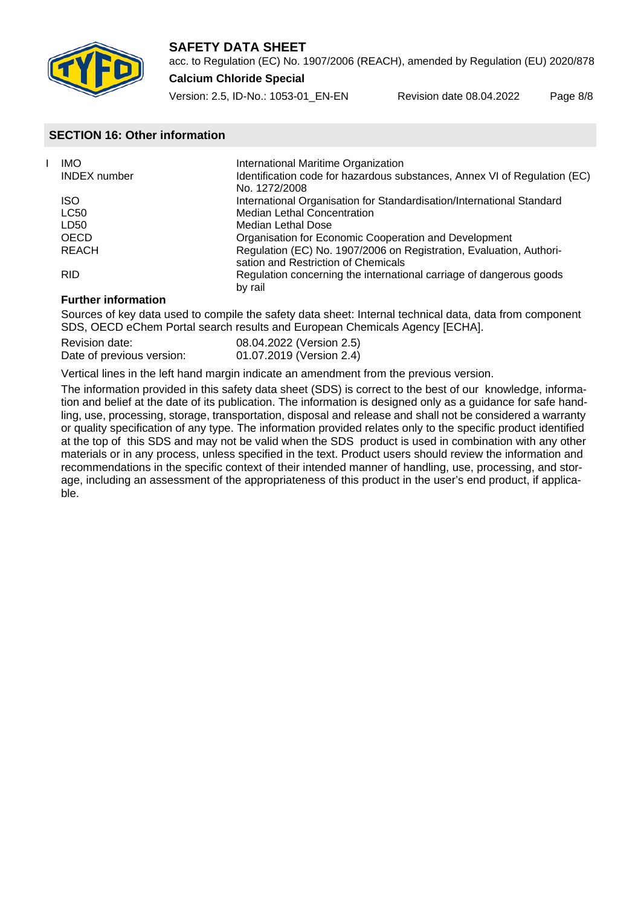## SECTION 16: Other information

| | |
|---|---|
| IMO | International Maritime Organization |
| INDEX number | Identification code for hazardous substances, Annex VI of Regulation (EC) No. 1272/2008 |
| ISO | International Organisation for Standardisation/International Standard |
| LC50 | Median Lethal Concentration |
| LD50 | Median Lethal Dose |
| OECD | Organisation for Economic Cooperation and Development |
| REACH | Regulation (EC) No. 1907/2006 on Registration, Evaluation, Authorisation and Restriction of Chemicals |
| RID | Regulation concerning the international carriage of dangerous goods by rail |

**Further information**

Sources of key data used to compile the safety data sheet: Internal technical data, data from component SDS, OECD eChem Portal search results and European Chemicals Agency [ECHA].

| | |
|---|---|
| Revision date: | 08.04.2022 (Version 2.5) |
| Date of previous version: | 01.07.2019 (Version 2.4) |

Vertical lines in the left hand margin indicate an amendment from the previous version.

The information provided in this safety data sheet (SDS) is correct to the best of our knowledge, information and belief at the date of its publication. The information is designed only as a guidance for safe handling, use, processing, storage, transportation, disposal and release and shall not be considered a warranty or quality specification of any type. The information provided relates only to the specific product identified at the top of this SDS and may not be valid when the SDS product is used in combination with any other materials or in any process, unless specified in the text. Product users should review the information and recommendations in the specific context of their intended manner of handling, use, processing, and storage, including an assessment of the appropriateness of this product in the user's end product, if applicable.